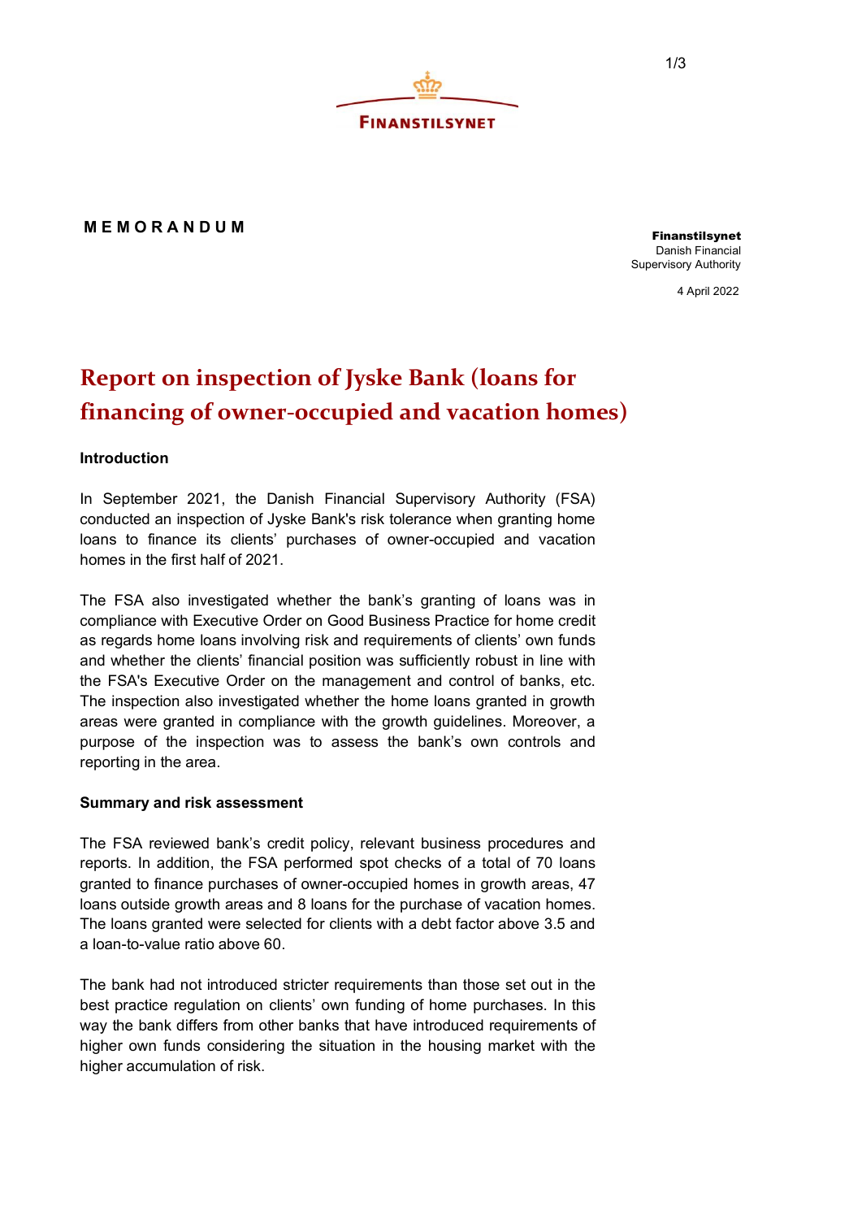**FINANSTILSYNET**

**M E M O R A N D U M**

**Finanstilsynet**
Danish Financial Supervisory Authority

4 April 2022

# Report on inspection of Jyske Bank (loans for financing of owner-occupied and vacation homes)

**Introduction**

In September 2021, the Danish Financial Supervisory Authority (FSA) conducted an inspection of Jyske Bank's risk tolerance when granting home loans to finance its clients' purchases of owner-occupied and vacation homes in the first half of 2021.

The FSA also investigated whether the bank's granting of loans was in compliance with Executive Order on Good Business Practice for home credit as regards home loans involving risk and requirements of clients' own funds and whether the clients' financial position was sufficiently robust in line with the FSA's Executive Order on the management and control of banks, etc. The inspection also investigated whether the home loans granted in growth areas were granted in compliance with the growth guidelines. Moreover, a purpose of the inspection was to assess the bank's own controls and reporting in the area.

**Summary and risk assessment**

The FSA reviewed bank's credit policy, relevant business procedures and reports. In addition, the FSA performed spot checks of a total of 70 loans granted to finance purchases of owner-occupied homes in growth areas, 47 loans outside growth areas and 8 loans for the purchase of vacation homes. The loans granted were selected for clients with a debt factor above 3.5 and a loan-to-value ratio above 60.

The bank had not introduced stricter requirements than those set out in the best practice regulation on clients' own funding of home purchases. In this way the bank differs from other banks that have introduced requirements of higher own funds considering the situation in the housing market with the higher accumulation of risk.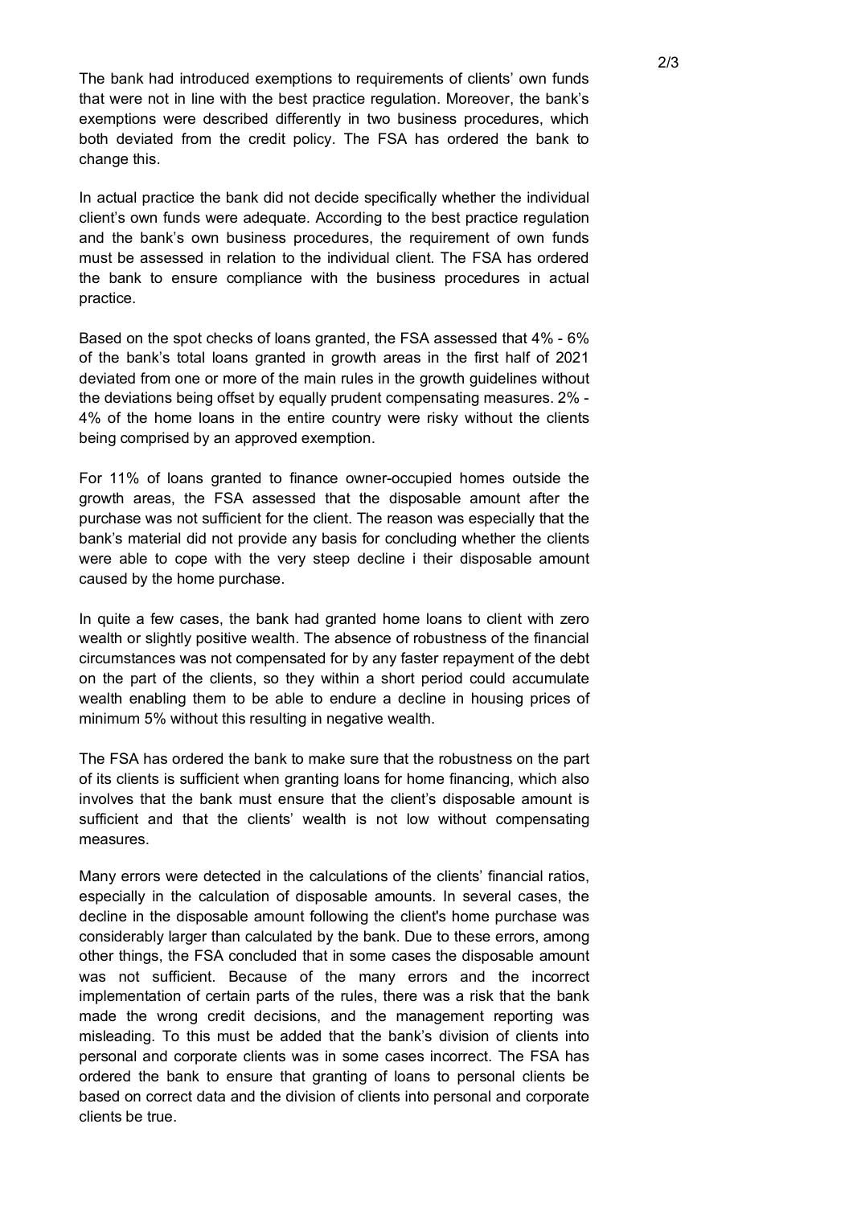The bank had introduced exemptions to requirements of clients' own funds that were not in line with the best practice regulation. Moreover, the bank's exemptions were described differently in two business procedures, which both deviated from the credit policy. The FSA has ordered the bank to change this.

In actual practice the bank did not decide specifically whether the individual client's own funds were adequate. According to the best practice regulation and the bank's own business procedures, the requirement of own funds must be assessed in relation to the individual client. The FSA has ordered the bank to ensure compliance with the business procedures in actual practice.

Based on the spot checks of loans granted, the FSA assessed that 4% - 6% of the bank's total loans granted in growth areas in the first half of 2021 deviated from one or more of the main rules in the growth guidelines without the deviations being offset by equally prudent compensating measures. 2% - 4% of the home loans in the entire country were risky without the clients being comprised by an approved exemption.

For 11% of loans granted to finance owner-occupied homes outside the growth areas, the FSA assessed that the disposable amount after the purchase was not sufficient for the client. The reason was especially that the bank's material did not provide any basis for concluding whether the clients were able to cope with the very steep decline i their disposable amount caused by the home purchase.

In quite a few cases, the bank had granted home loans to client with zero wealth or slightly positive wealth. The absence of robustness of the financial circumstances was not compensated for by any faster repayment of the debt on the part of the clients, so they within a short period could accumulate wealth enabling them to be able to endure a decline in housing prices of minimum 5% without this resulting in negative wealth.

The FSA has ordered the bank to make sure that the robustness on the part of its clients is sufficient when granting loans for home financing, which also involves that the bank must ensure that the client's disposable amount is sufficient and that the clients' wealth is not low without compensating measures.

Many errors were detected in the calculations of the clients' financial ratios, especially in the calculation of disposable amounts. In several cases, the decline in the disposable amount following the client's home purchase was considerably larger than calculated by the bank. Due to these errors, among other things, the FSA concluded that in some cases the disposable amount was not sufficient. Because of the many errors and the incorrect implementation of certain parts of the rules, there was a risk that the bank made the wrong credit decisions, and the management reporting was misleading. To this must be added that the bank's division of clients into personal and corporate clients was in some cases incorrect. The FSA has ordered the bank to ensure that granting of loans to personal clients be based on correct data and the division of clients into personal and corporate clients be true.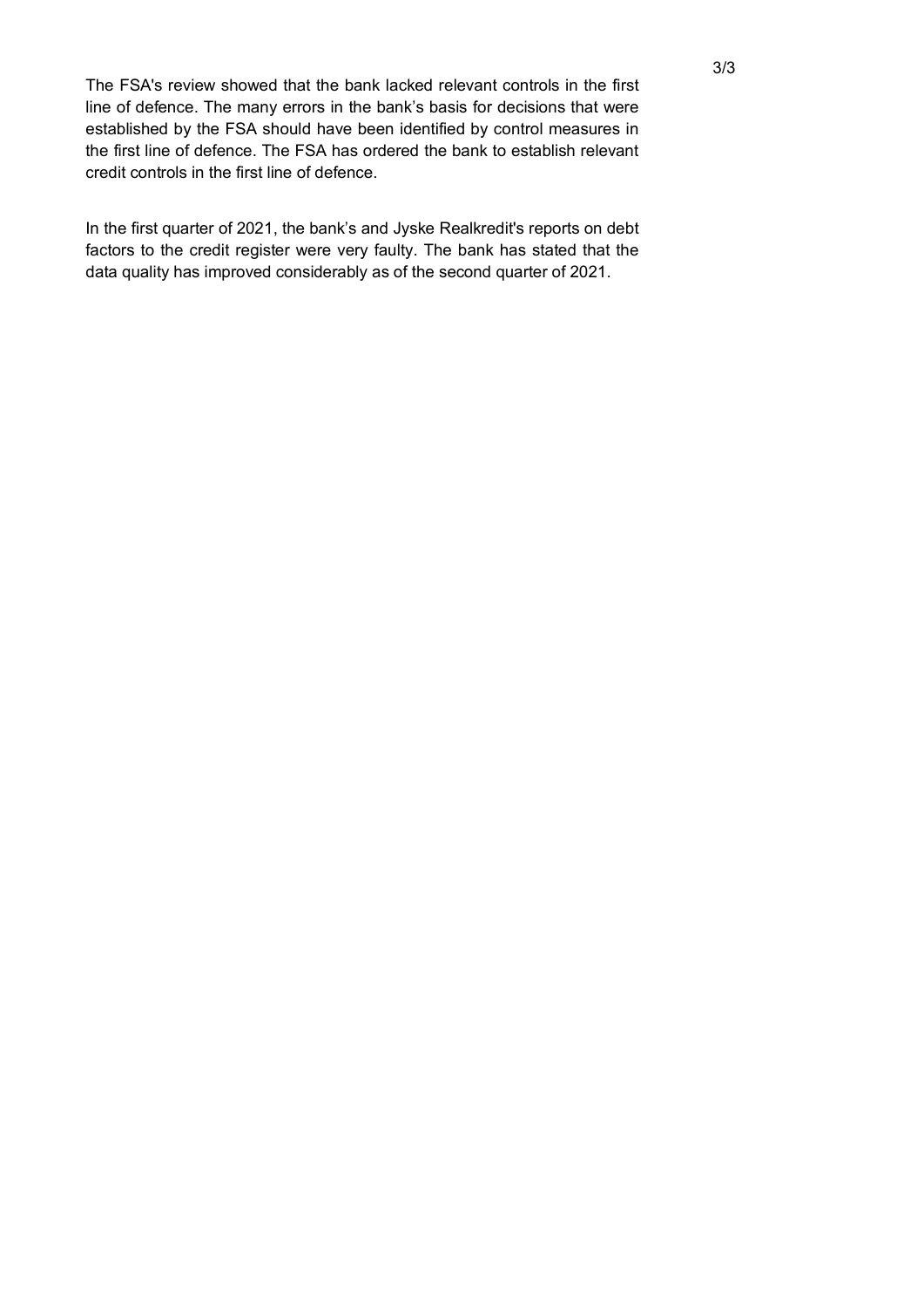The FSA's review showed that the bank lacked relevant controls in the first line of defence. The many errors in the bank’s basis for decisions that were established by the FSA should have been identified by control measures in the first line of defence. The FSA has ordered the bank to establish relevant credit controls in the first line of defence.

In the first quarter of 2021, the bank’s and Jyske Realkredit's reports on debt factors to the credit register were very faulty. The bank has stated that the data quality has improved considerably as of the second quarter of 2021.